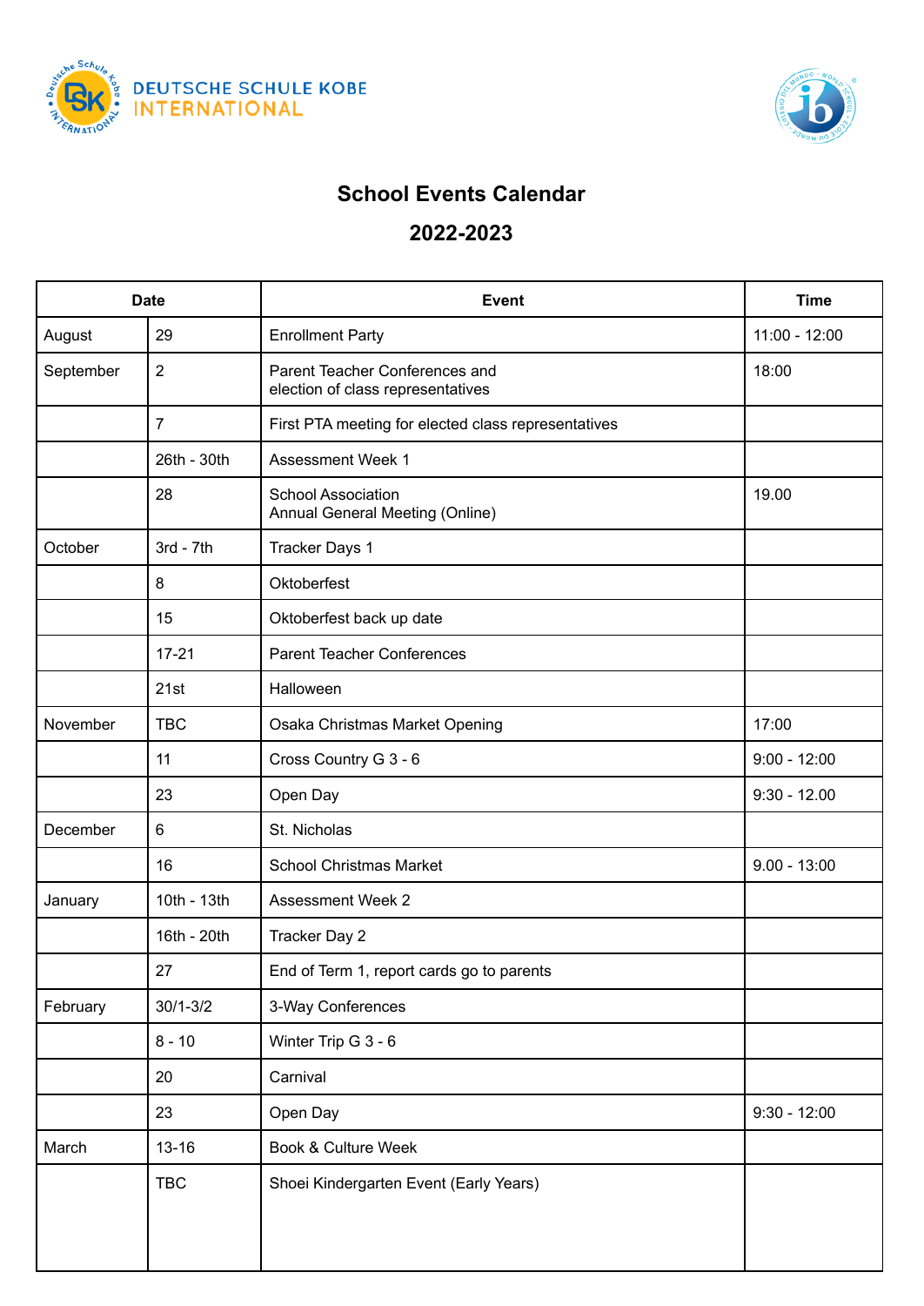DEUTSCHE SCHULE KOBE INTERNATIONAL

# School Events Calendar

## 2022-2023

| Date | | Event | Time |
|---|---|---|---|
| August | 29 | Enrollment Party | 11:00 - 12:00 |
| September | 2 | Parent Teacher Conferences and election of class representatives | 18:00 |
| | 7 | First PTA meeting for elected class representatives | |
| | 26th - 30th | Assessment Week 1 | |
| | 28 | School Association Annual General Meeting (Online) | 19.00 |
| October | 3rd - 7th | Tracker Days 1 | |
| | 8 | Oktoberfest | |
| | 15 | Oktoberfest back up date | |
| | 17-21 | Parent Teacher Conferences | |
| | 21st | Halloween | |
| November | TBC | Osaka Christmas Market Opening | 17:00 |
| | 11 | Cross Country G 3 - 6 | 9:00 - 12:00 |
| | 23 | Open Day | 9:30 - 12.00 |
| December | 6 | St. Nicholas | |
| | 16 | School Christmas Market | 9.00 - 13:00 |
| January | 10th - 13th | Assessment Week 2 | |
| | 16th - 20th | Tracker Day 2 | |
| | 27 | End of Term 1, report cards go to parents | |
| February | 30/1-3/2 | 3-Way Conferences | |
| | 8 - 10 | Winter Trip G 3 - 6 | |
| | 20 | Carnival | |
| | 23 | Open Day | 9:30 - 12:00 |
| March | 13-16 | Book & Culture Week | |
| | TBC | Shoei Kindergarten Event (Early Years) | |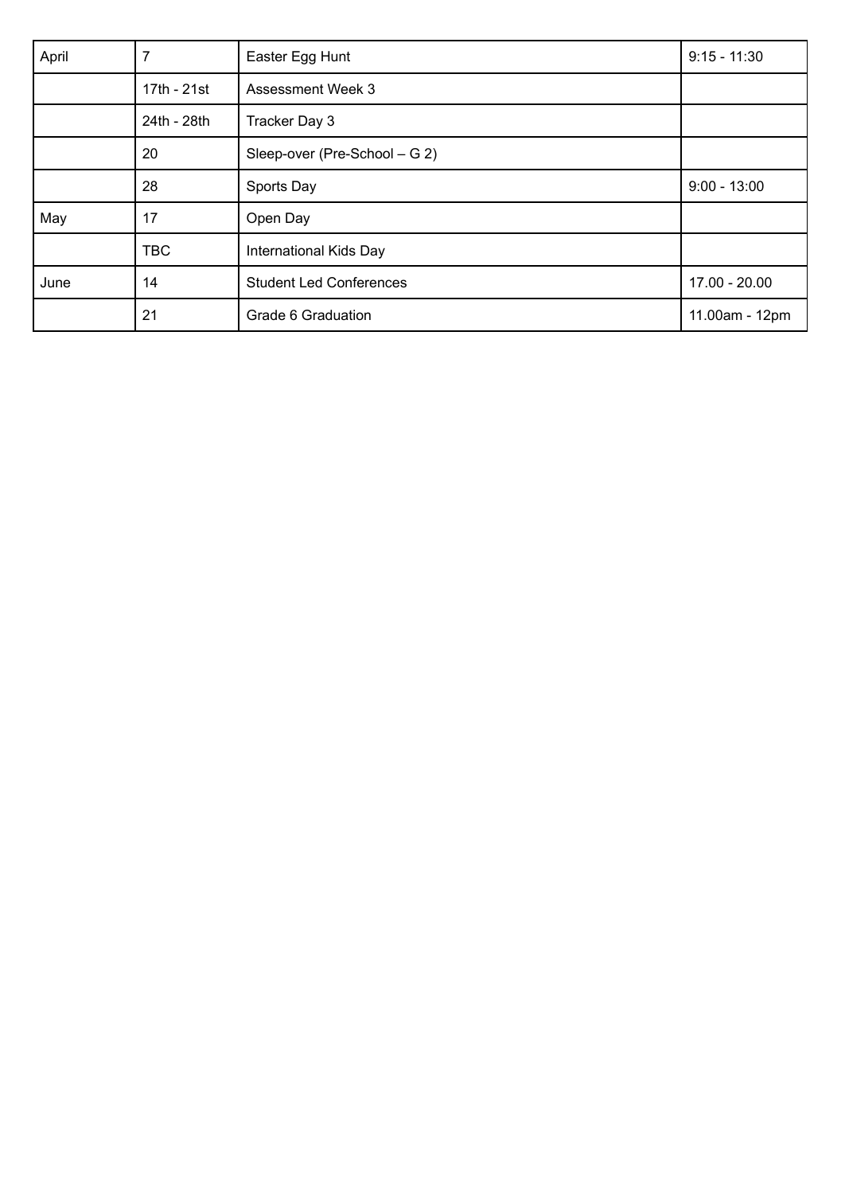| | | | |
|---|---|---|---|
| April | 7 | Easter Egg Hunt | 9:15 - 11:30 |
| | 17th - 21st | Assessment Week 3 | |
| | 24th - 28th | Tracker Day 3 | |
| | 20 | Sleep-over (Pre-School – G 2) | |
| | 28 | Sports Day | 9:00 - 13:00 |
| May | 17 | Open Day | |
| | TBC | International Kids Day | |
| June | 14 | Student Led Conferences | 17.00 - 20.00 |
| | 21 | Grade 6 Graduation | 11.00am - 12pm |